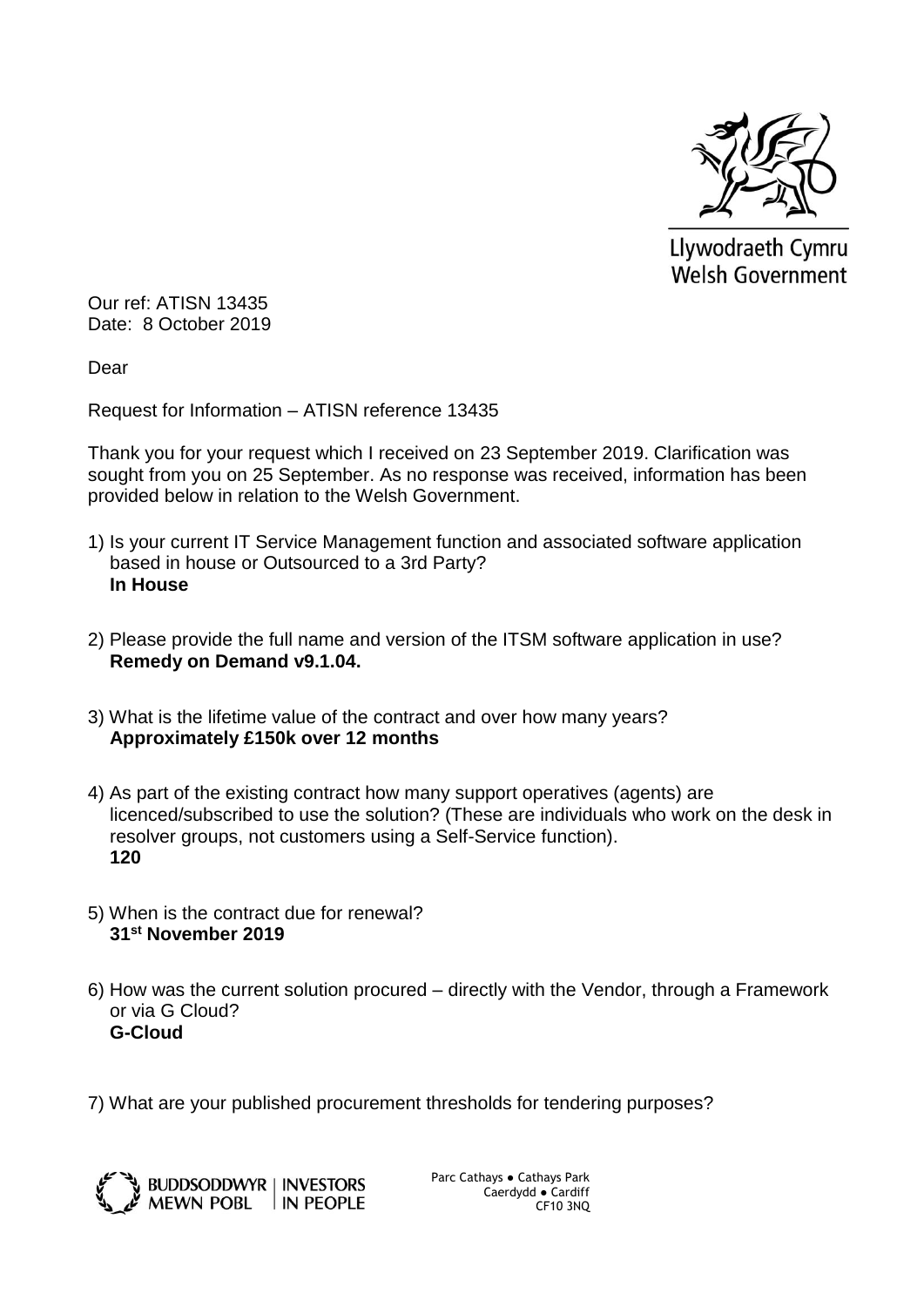Llywodraeth Cymru
Welsh Government

Our ref: ATISN 13435
Date: 8 October 2019

Dear

Request for Information – ATISN reference 13435

Thank you for your request which I received on 23 September 2019. Clarification was sought from you on 25 September. As no response was received, information has been provided below in relation to the Welsh Government.

1) Is your current IT Service Management function and associated software application based in house or Outsourced to a 3rd Party?
   **In House**

2) Please provide the full name and version of the ITSM software application in use?
   **Remedy on Demand v9.1.04.**

3) What is the lifetime value of the contract and over how many years?
   **Approximately £150k over 12 months**

4) As part of the existing contract how many support operatives (agents) are licenced/subscribed to use the solution? (These are individuals who work on the desk in resolver groups, not customers using a Self-Service function).
   **120**

5) When is the contract due for renewal?
   **31st November 2019**

6) How was the current solution procured – directly with the Vendor, through a Framework or via G Cloud?
   **G-Cloud**

7) What are your published procurement thresholds for tendering purposes?

BUDDSODDWYR MEWN POBL | INVESTORS IN PEOPLE

Parc Cathays ● Cathays Park
Caerdydd ● Cardiff
CF10 3NQ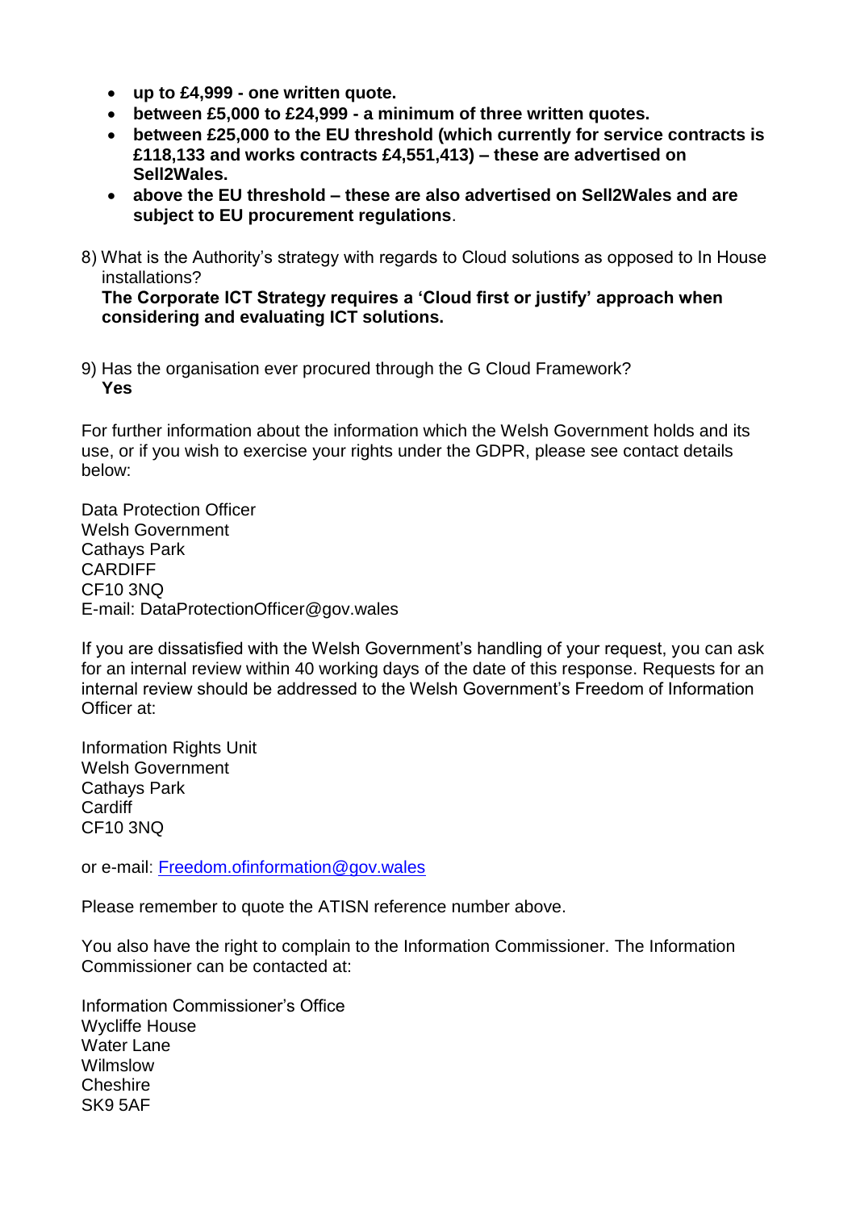- **up to £4,999 - one written quote.**
- **between £5,000 to £24,999 - a minimum of three written quotes.**
- **between £25,000 to the EU threshold (which currently for service contracts is £118,133 and works contracts £4,551,413) – these are advertised on Sell2Wales.**
- **above the EU threshold – these are also advertised on Sell2Wales and are subject to EU procurement regulations**.

8) What is the Authority's strategy with regards to Cloud solutions as opposed to In House installations?
   **The Corporate ICT Strategy requires a 'Cloud first or justify' approach when considering and evaluating ICT solutions.**

9) Has the organisation ever procured through the G Cloud Framework?
   **Yes**

For further information about the information which the Welsh Government holds and its use, or if you wish to exercise your rights under the GDPR, please see contact details below:

Data Protection Officer
Welsh Government
Cathays Park
CARDIFF
CF10 3NQ
E-mail: DataProtectionOfficer@gov.wales

If you are dissatisfied with the Welsh Government's handling of your request, you can ask for an internal review within 40 working days of the date of this response. Requests for an internal review should be addressed to the Welsh Government's Freedom of Information Officer at:

Information Rights Unit
Welsh Government
Cathays Park
Cardiff
CF10 3NQ

or e-mail: Freedom.ofinformation@gov.wales

Please remember to quote the ATISN reference number above.

You also have the right to complain to the Information Commissioner. The Information Commissioner can be contacted at:

Information Commissioner's Office
Wycliffe House
Water Lane
Wilmslow
Cheshire
SK9 5AF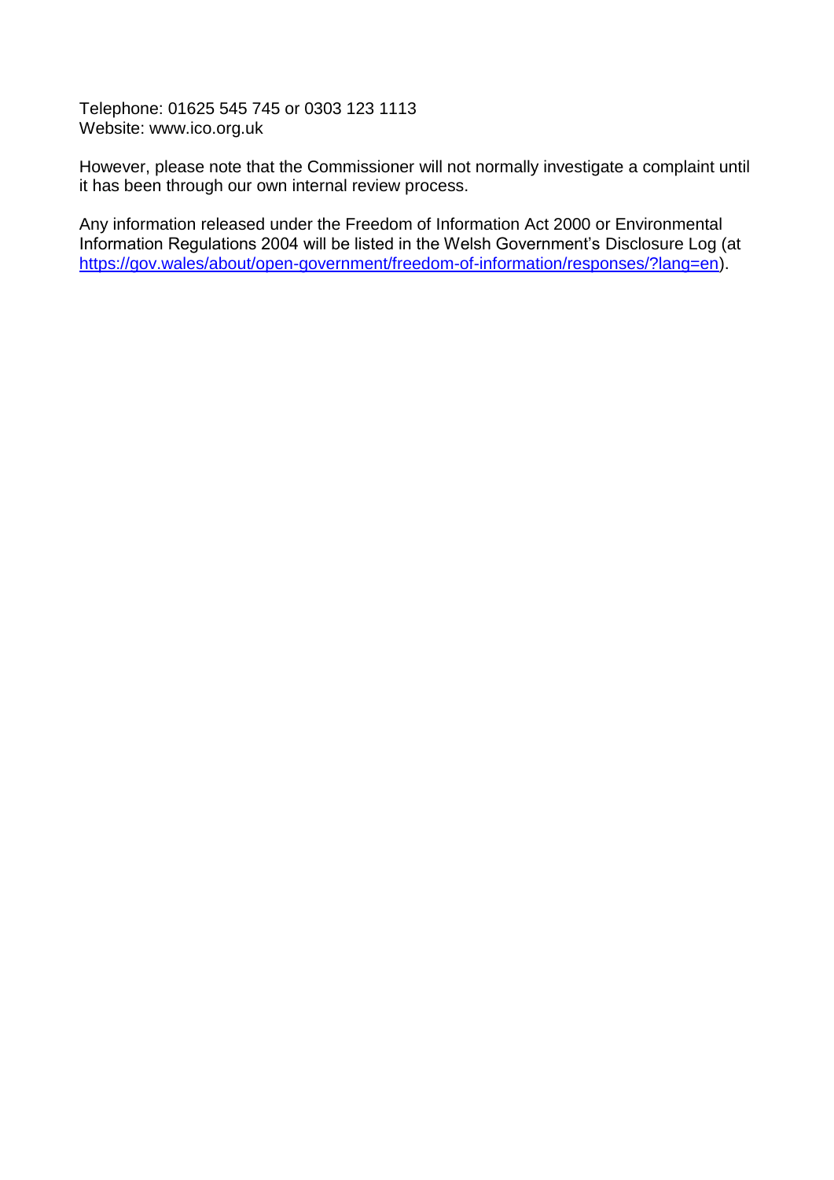Telephone: 01625 545 745 or 0303 123 1113
Website: www.ico.org.uk

However, please note that the Commissioner will not normally investigate a complaint until it has been through our own internal review process.

Any information released under the Freedom of Information Act 2000 or Environmental Information Regulations 2004 will be listed in the Welsh Government's Disclosure Log (at [https://gov.wales/about/open-government/freedom-of-information/responses/?lang=en](https://gov.wales/about/open-government/freedom-of-information/responses/?lang=en)).